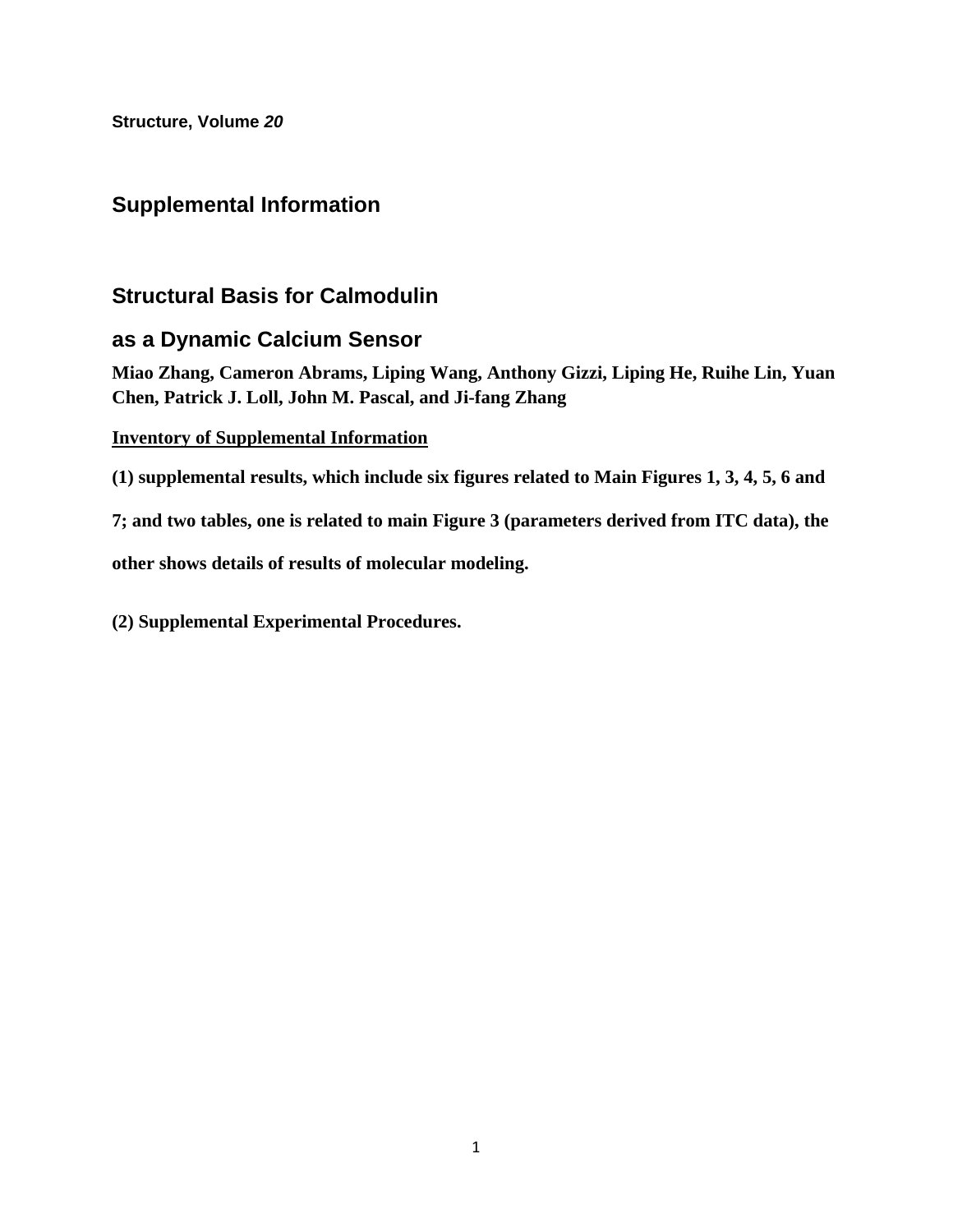**Structure, Volume *20***

## Supplemental Information

# Structural Basis for Calmodulin as a Dynamic Calcium Sensor

**Miao Zhang, Cameron Abrams, Liping Wang, Anthony Gizzi, Liping He, Ruihe Lin, Yuan Chen, Patrick J. Loll, John M. Pascal, and Ji-fang Zhang**

**<u>Inventory of Supplemental Information</u>**

**(1) supplemental results, which include six figures related to Main Figures 1, 3, 4, 5, 6 and 7; and two tables, one is related to main Figure 3 (parameters derived from ITC data), the other shows details of results of molecular modeling.**

**(2) Supplemental Experimental Procedures.**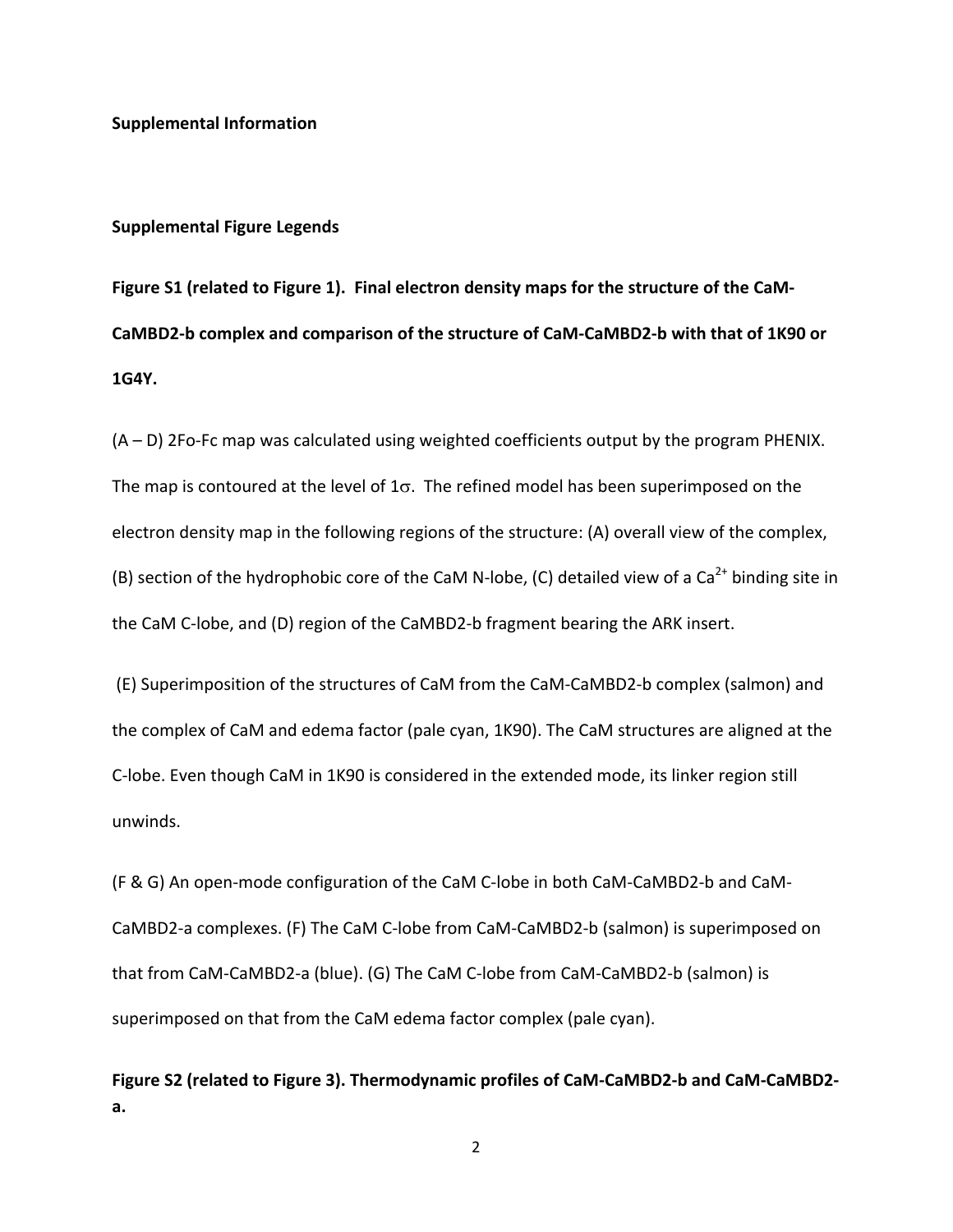**Supplemental Information**

**Supplemental Figure Legends**

**Figure S1 (related to Figure 1). Final electron density maps for the structure of the CaM-CaMBD2-b complex and comparison of the structure of CaM-CaMBD2-b with that of 1K90 or 1G4Y.**

(A – D) 2Fo-Fc map was calculated using weighted coefficients output by the program PHENIX. The map is contoured at the level of 1$\sigma$. The refined model has been superimposed on the electron density map in the following regions of the structure: (A) overall view of the complex, (B) section of the hydrophobic core of the CaM N-lobe, (C) detailed view of a $Ca^{2+}$ binding site in the CaM C-lobe, and (D) region of the CaMBD2-b fragment bearing the ARK insert.

(E) Superimposition of the structures of CaM from the CaM-CaMBD2-b complex (salmon) and the complex of CaM and edema factor (pale cyan, 1K90). The CaM structures are aligned at the C-lobe. Even though CaM in 1K90 is considered in the extended mode, its linker region still unwinds.

(F & G) An open-mode configuration of the CaM C-lobe in both CaM-CaMBD2-b and CaM-CaMBD2-a complexes. (F) The CaM C-lobe from CaM-CaMBD2-b (salmon) is superimposed on that from CaM-CaMBD2-a (blue). (G) The CaM C-lobe from CaM-CaMBD2-b (salmon) is superimposed on that from the CaM edema factor complex (pale cyan).

**Figure S2 (related to Figure 3). Thermodynamic profiles of CaM-CaMBD2-b and CaM-CaMBD2-a.**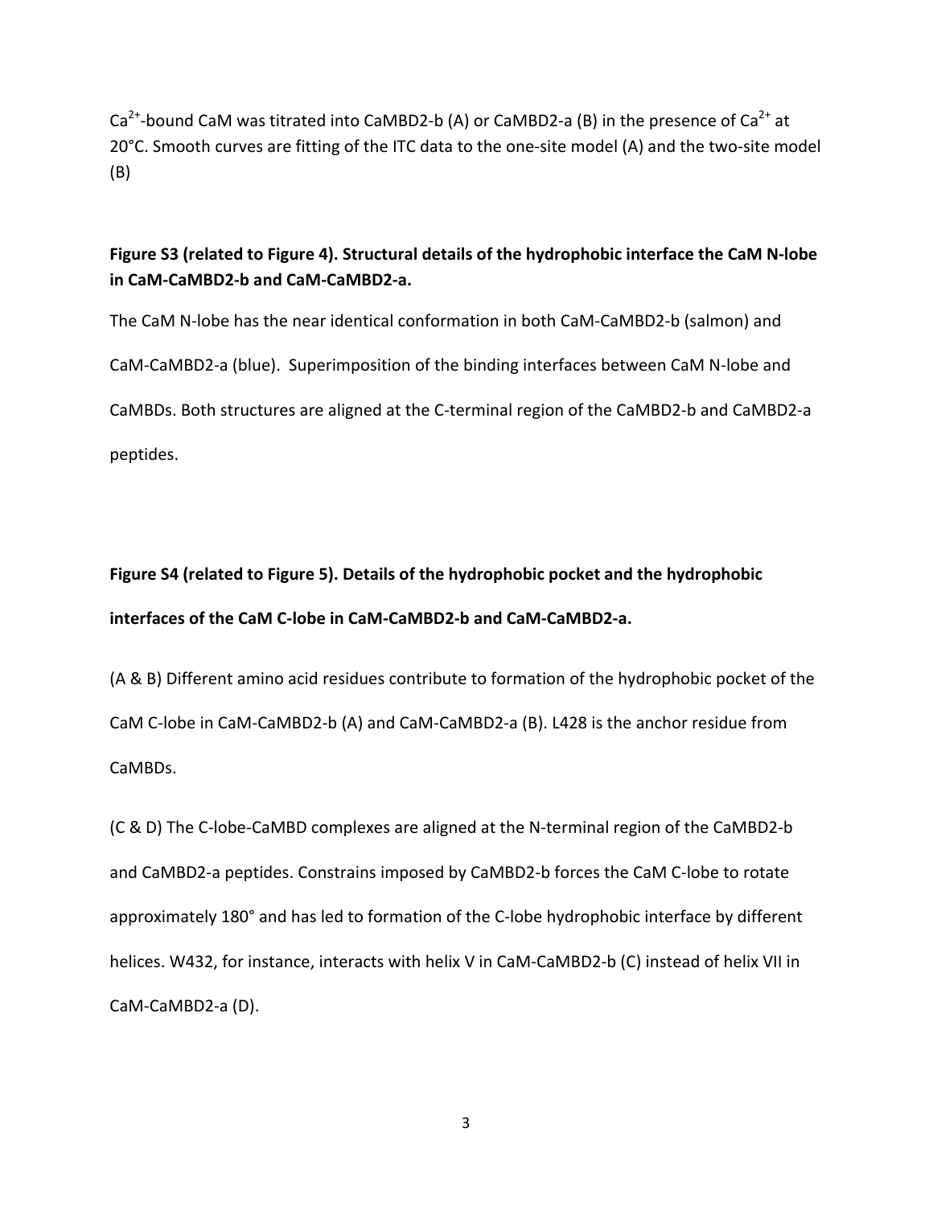$Ca^{2+}$-bound CaM was titrated into CaMBD2-b (A) or CaMBD2-a (B) in the presence of $Ca^{2+}$ at 20°C. Smooth curves are fitting of the ITC data to the one-site model (A) and the two-site model (B)

**Figure S3 (related to Figure 4). Structural details of the hydrophobic interface the CaM N-lobe in CaM-CaMBD2-b and CaM-CaMBD2-a.**

The CaM N-lobe has the near identical conformation in both CaM-CaMBD2-b (salmon) and CaM-CaMBD2-a (blue). Superimposition of the binding interfaces between CaM N-lobe and CaMBDs. Both structures are aligned at the C-terminal region of the CaMBD2-b and CaMBD2-a peptides.

**Figure S4 (related to Figure 5). Details of the hydrophobic pocket and the hydrophobic interfaces of the CaM C-lobe in CaM-CaMBD2-b and CaM-CaMBD2-a.**

(A & B) Different amino acid residues contribute to formation of the hydrophobic pocket of the CaM C-lobe in CaM-CaMBD2-b (A) and CaM-CaMBD2-a (B). L428 is the anchor residue from CaMBDs.

(C & D) The C-lobe-CaMBD complexes are aligned at the N-terminal region of the CaMBD2-b and CaMBD2-a peptides. Constrains imposed by CaMBD2-b forces the CaM C-lobe to rotate approximately 180° and has led to formation of the C-lobe hydrophobic interface by different helices. W432, for instance, interacts with helix V in CaM-CaMBD2-b (C) instead of helix VII in CaM-CaMBD2-a (D).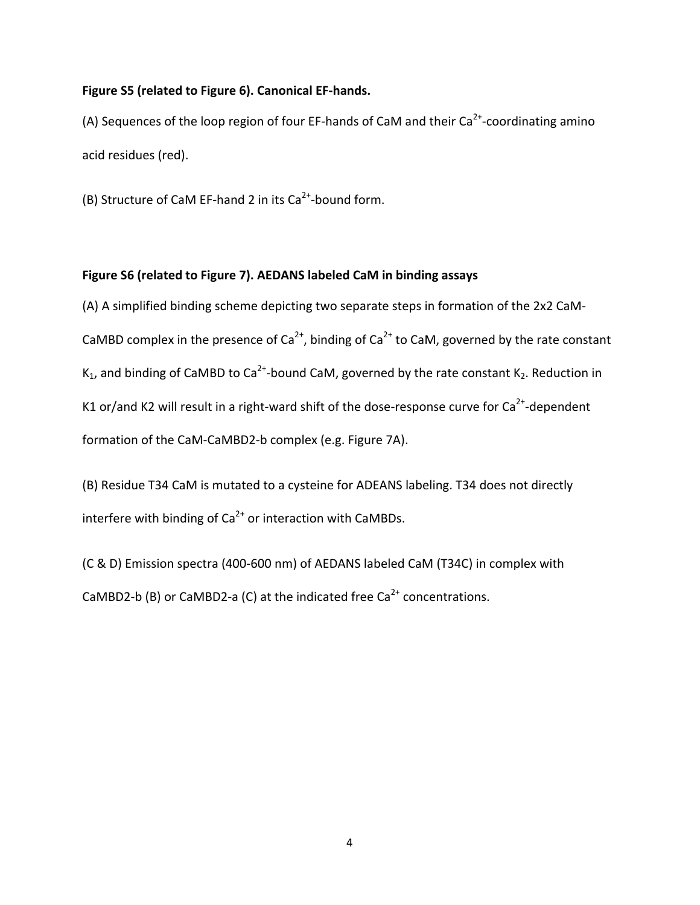**Figure S5 (related to Figure 6). Canonical EF-hands.**

(A) Sequences of the loop region of four EF-hands of CaM and their $Ca^{2+}$-coordinating amino acid residues (red).

(B) Structure of CaM EF-hand 2 in its $Ca^{2+}$-bound form.

**Figure S6 (related to Figure 7). AEDANS labeled CaM in binding assays**

(A) A simplified binding scheme depicting two separate steps in formation of the 2x2 CaM-CaMBD complex in the presence of $Ca^{2+}$, binding of $Ca^{2+}$ to CaM, governed by the rate constant $K_1$, and binding of CaMBD to $Ca^{2+}$-bound CaM, governed by the rate constant $K_2$. Reduction in K1 or/and K2 will result in a right-ward shift of the dose-response curve for $Ca^{2+}$-dependent formation of the CaM-CaMBD2-b complex (e.g. Figure 7A).

(B) Residue T34 CaM is mutated to a cysteine for ADEANS labeling. T34 does not directly interfere with binding of $Ca^{2+}$ or interaction with CaMBDs.

(C & D) Emission spectra (400-600 nm) of AEDANS labeled CaM (T34C) in complex with CaMBD2-b (B) or CaMBD2-a (C) at the indicated free $Ca^{2+}$ concentrations.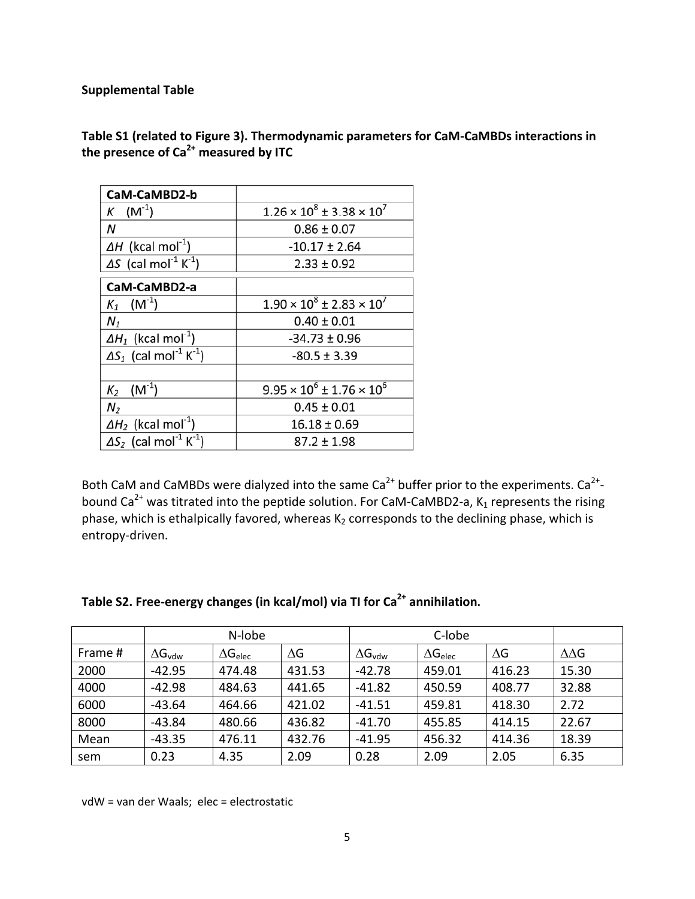**Supplemental Table**

**Table S1 (related to Figure 3). Thermodynamic parameters for CaM-CaMBDs interactions in the presence of $Ca^{2+}$ measured by ITC**

| **CaM-CaMBD2-b** | |
|---|---|
| $K$ ($M^{-1}$) | $1.26 \times 10^{8} \pm 3.38 \times 10^{7}$ |
| $N$ | $0.86 \pm 0.07$ |
| $\Delta H$ (kcal $mol^{-1}$) | $-10.17 \pm 2.64$ |
| $\Delta S$ (cal $mol^{-1}$ $K^{-1}$) | $2.33 \pm 0.92$ |
| **CaM-CaMBD2-a** | |
| $K_1$ ($M^{-1}$) | $1.90 \times 10^{8} \pm 2.83 \times 10^{7}$ |
| $N_1$ | $0.40 \pm 0.01$ |
| $\Delta H_1$ (kcal $mol^{-1}$) | $-34.73 \pm 0.96$ |
| $\Delta S_1$ (cal $mol^{-1}$ $K^{-1}$) | $-80.5 \pm 3.39$ |
| | |
| $K_2$ ($M^{-1}$) | $9.95 \times 10^{6} \pm 1.76 \times 10^{6}$ |
| $N_2$ | $0.45 \pm 0.01$ |
| $\Delta H_2$ (kcal $mol^{-1}$) | $16.18 \pm 0.69$ |
| $\Delta S_2$ (cal $mol^{-1}$ $K^{-1}$) | $87.2 \pm 1.98$ |

Both CaM and CaMBDs were dialyzed into the same $Ca^{2+}$ buffer prior to the experiments. $Ca^{2+}$-bound $Ca^{2+}$ was titrated into the peptide solution. For CaM-CaMBD2-a, $K_1$ represents the rising phase, which is ethalpically favored, whereas $K_2$ corresponds to the declining phase, which is entropy-driven.

**Table S2. Free-energy changes (in kcal/mol) via TI for $Ca^{2+}$ annihilation.**

| | N-lobe | | | C-lobe | | | |
|---|---|---|---|---|---|---|---|
| Frame # | $\Delta G_{vdw}$ | $\Delta G_{elec}$ | $\Delta G$ | $\Delta G_{vdw}$ | $\Delta G_{elec}$ | $\Delta G$ | $\Delta\Delta G$ |
| 2000 | -42.95 | 474.48 | 431.53 | -42.78 | 459.01 | 416.23 | 15.30 |
| 4000 | -42.98 | 484.63 | 441.65 | -41.82 | 450.59 | 408.77 | 32.88 |
| 6000 | -43.64 | 464.66 | 421.02 | -41.51 | 459.81 | 418.30 | 2.72 |
| 8000 | -43.84 | 480.66 | 436.82 | -41.70 | 455.85 | 414.15 | 22.67 |
| Mean | -43.35 | 476.11 | 432.76 | -41.95 | 456.32 | 414.36 | 18.39 |
| sem | 0.23 | 4.35 | 2.09 | 0.28 | 2.09 | 2.05 | 6.35 |

vdW = van der Waals; elec = electrostatic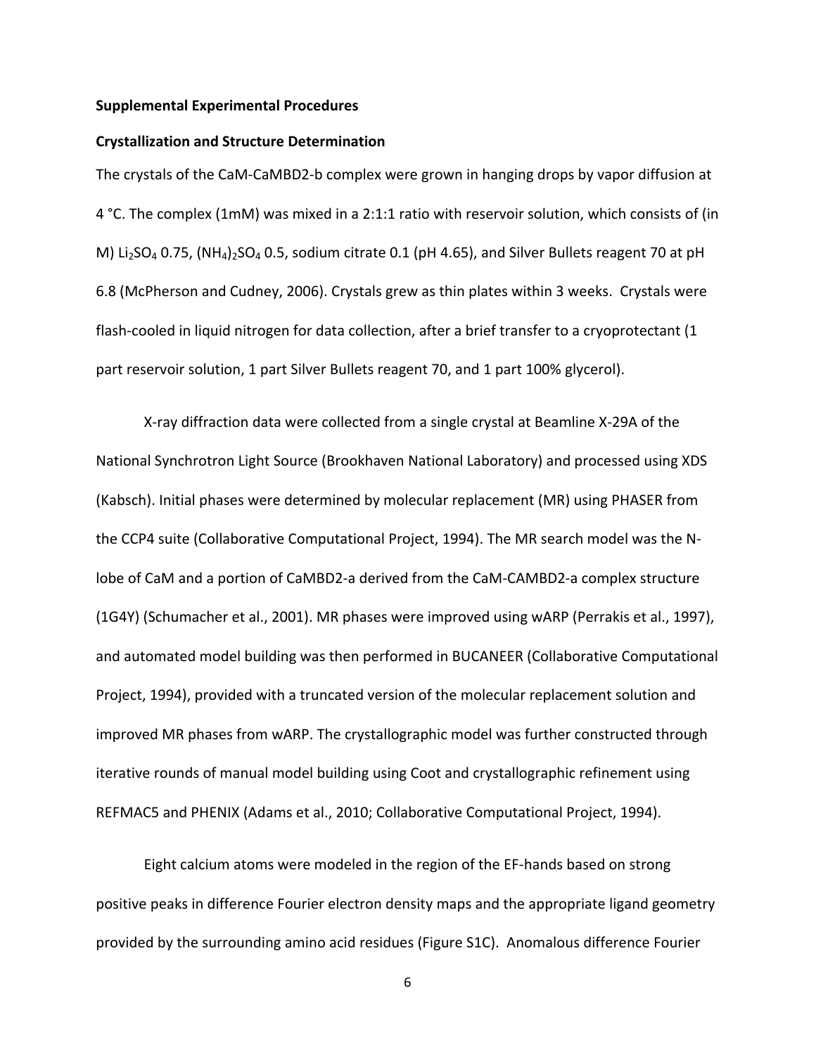**Supplemental Experimental Procedures**

**Crystallization and Structure Determination**

The crystals of the CaM-CaMBD2-b complex were grown in hanging drops by vapor diffusion at 4 °C. The complex (1mM) was mixed in a 2:1:1 ratio with reservoir solution, which consists of (in M) $Li_2SO_4$ 0.75, $(NH_4)_2SO_4$ 0.5, sodium citrate 0.1 (pH 4.65), and Silver Bullets reagent 70 at pH 6.8 (McPherson and Cudney, 2006). Crystals grew as thin plates within 3 weeks. Crystals were flash-cooled in liquid nitrogen for data collection, after a brief transfer to a cryoprotectant (1 part reservoir solution, 1 part Silver Bullets reagent 70, and 1 part 100% glycerol).

X-ray diffraction data were collected from a single crystal at Beamline X-29A of the National Synchrotron Light Source (Brookhaven National Laboratory) and processed using XDS (Kabsch). Initial phases were determined by molecular replacement (MR) using PHASER from the CCP4 suite (Collaborative Computational Project, 1994). The MR search model was the N-lobe of CaM and a portion of CaMBD2-a derived from the CaM-CAMBD2-a complex structure (1G4Y) (Schumacher et al., 2001). MR phases were improved using wARP (Perrakis et al., 1997), and automated model building was then performed in BUCANEER (Collaborative Computational Project, 1994), provided with a truncated version of the molecular replacement solution and improved MR phases from wARP. The crystallographic model was further constructed through iterative rounds of manual model building using Coot and crystallographic refinement using REFMAC5 and PHENIX (Adams et al., 2010; Collaborative Computational Project, 1994).

Eight calcium atoms were modeled in the region of the EF-hands based on strong positive peaks in difference Fourier electron density maps and the appropriate ligand geometry provided by the surrounding amino acid residues (Figure S1C). Anomalous difference Fourier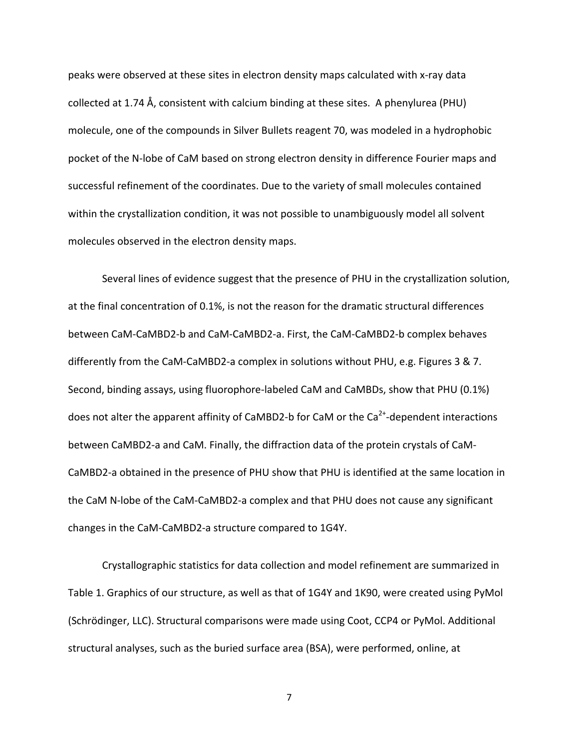peaks were observed at these sites in electron density maps calculated with x-ray data collected at 1.74 Å, consistent with calcium binding at these sites. A phenylurea (PHU) molecule, one of the compounds in Silver Bullets reagent 70, was modeled in a hydrophobic pocket of the N-lobe of CaM based on strong electron density in difference Fourier maps and successful refinement of the coordinates. Due to the variety of small molecules contained within the crystallization condition, it was not possible to unambiguously model all solvent molecules observed in the electron density maps.

Several lines of evidence suggest that the presence of PHU in the crystallization solution, at the final concentration of 0.1%, is not the reason for the dramatic structural differences between CaM-CaMBD2-b and CaM-CaMBD2-a. First, the CaM-CaMBD2-b complex behaves differently from the CaM-CaMBD2-a complex in solutions without PHU, e.g. Figures 3 & 7. Second, binding assays, using fluorophore-labeled CaM and CaMBDs, show that PHU (0.1%) does not alter the apparent affinity of CaMBD2-b for CaM or the $Ca^{2+}$-dependent interactions between CaMBD2-a and CaM. Finally, the diffraction data of the protein crystals of CaM-CaMBD2-a obtained in the presence of PHU show that PHU is identified at the same location in the CaM N-lobe of the CaM-CaMBD2-a complex and that PHU does not cause any significant changes in the CaM-CaMBD2-a structure compared to 1G4Y.

Crystallographic statistics for data collection and model refinement are summarized in Table 1. Graphics of our structure, as well as that of 1G4Y and 1K90, were created using PyMol (Schrödinger, LLC). Structural comparisons were made using Coot, CCP4 or PyMol. Additional structural analyses, such as the buried surface area (BSA), were performed, online, at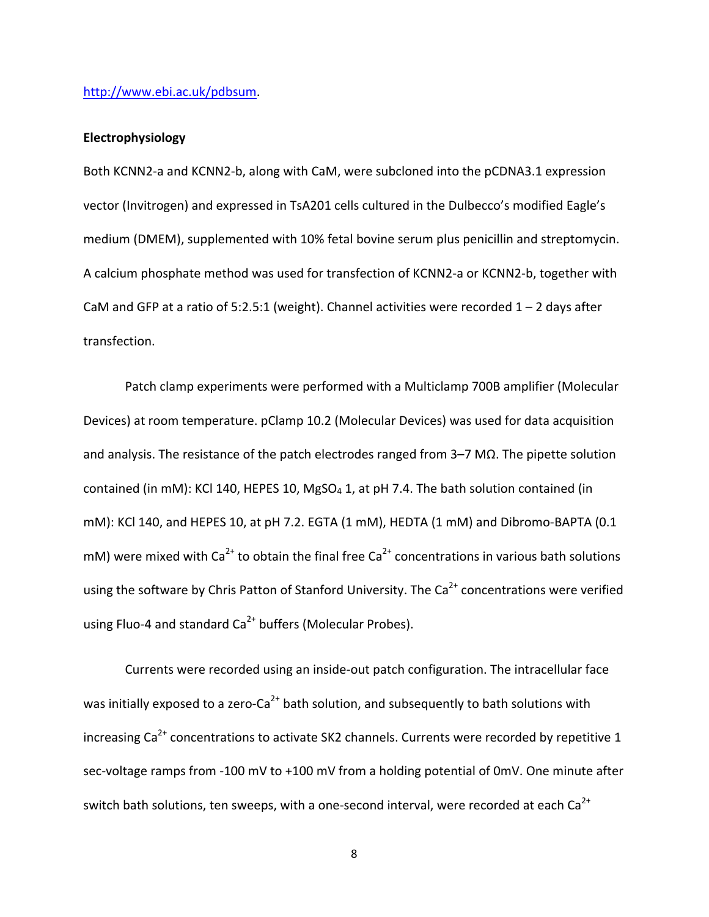http://www.ebi.ac.uk/pdbsum.

**Electrophysiology**

Both KCNN2-a and KCNN2-b, along with CaM, were subcloned into the pCDNA3.1 expression vector (Invitrogen) and expressed in TsA201 cells cultured in the Dulbecco's modified Eagle's medium (DMEM), supplemented with 10% fetal bovine serum plus penicillin and streptomycin. A calcium phosphate method was used for transfection of KCNN2-a or KCNN2-b, together with CaM and GFP at a ratio of 5:2.5:1 (weight). Channel activities were recorded 1 – 2 days after transfection.

Patch clamp experiments were performed with a Multiclamp 700B amplifier (Molecular Devices) at room temperature. pClamp 10.2 (Molecular Devices) was used for data acquisition and analysis. The resistance of the patch electrodes ranged from 3–7 MΩ. The pipette solution contained (in mM): KCl 140, HEPES 10, $MgSO_4$ 1, at pH 7.4. The bath solution contained (in mM): KCl 140, and HEPES 10, at pH 7.2. EGTA (1 mM), HEDTA (1 mM) and Dibromo-BAPTA (0.1 mM) were mixed with $Ca^{2+}$ to obtain the final free $Ca^{2+}$ concentrations in various bath solutions using the software by Chris Patton of Stanford University. The $Ca^{2+}$ concentrations were verified using Fluo-4 and standard $Ca^{2+}$ buffers (Molecular Probes).

Currents were recorded using an inside-out patch configuration. The intracellular face was initially exposed to a zero-$Ca^{2+}$ bath solution, and subsequently to bath solutions with increasing $Ca^{2+}$ concentrations to activate SK2 channels. Currents were recorded by repetitive 1 sec-voltage ramps from -100 mV to +100 mV from a holding potential of 0mV. One minute after switch bath solutions, ten sweeps, with a one-second interval, were recorded at each $Ca^{2+}$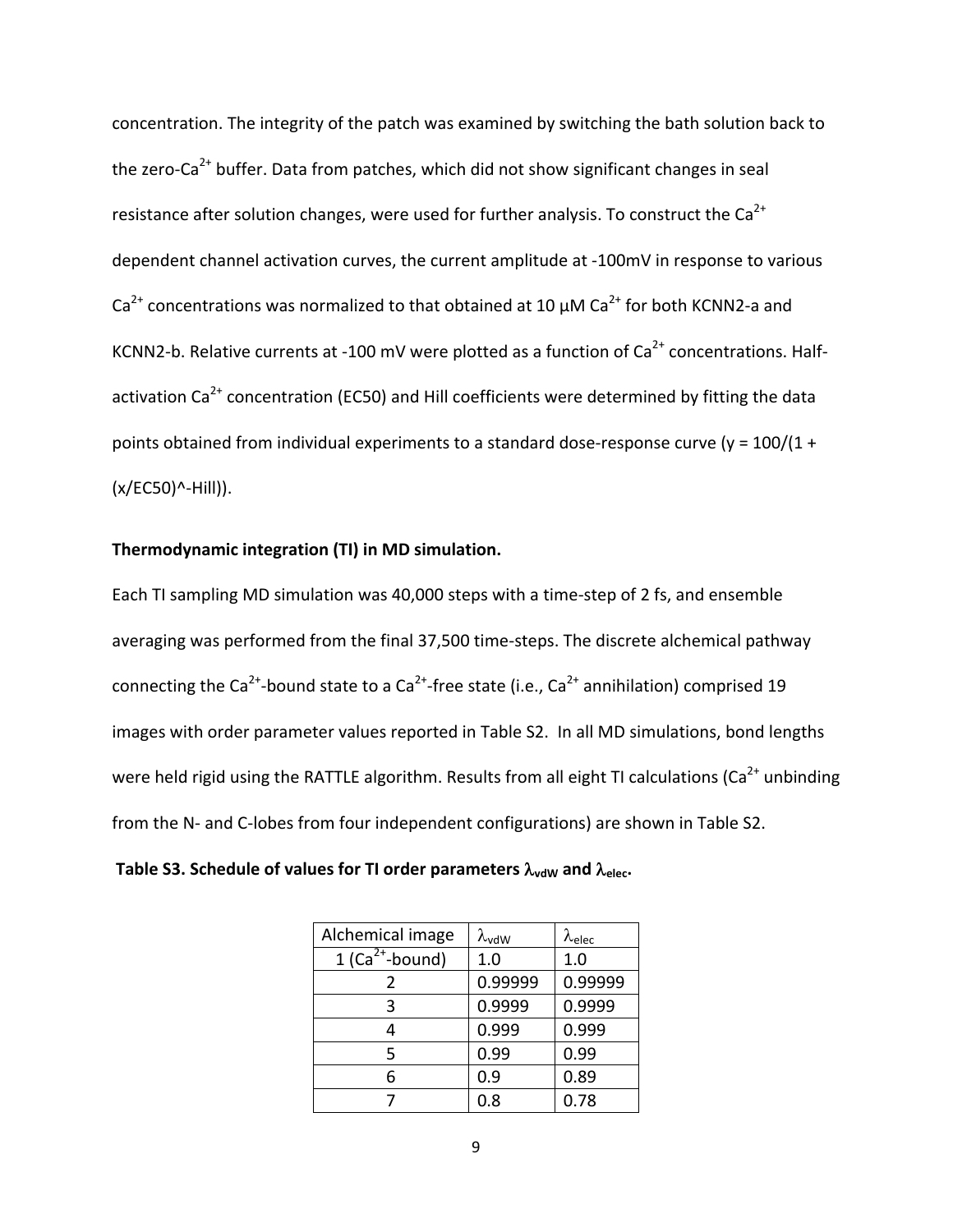concentration. The integrity of the patch was examined by switching the bath solution back to the zero-$Ca^{2+}$ buffer. Data from patches, which did not show significant changes in seal resistance after solution changes, were used for further analysis. To construct the $Ca^{2+}$ dependent channel activation curves, the current amplitude at -100mV in response to various $Ca^{2+}$ concentrations was normalized to that obtained at 10 µM $Ca^{2+}$ for both KCNN2-a and KCNN2-b. Relative currents at -100 mV were plotted as a function of $Ca^{2+}$ concentrations. Half-activation $Ca^{2+}$ concentration (EC50) and Hill coefficients were determined by fitting the data points obtained from individual experiments to a standard dose-response curve (y = 100/(1 + (x/EC50)^-Hill)).

**Thermodynamic integration (TI) in MD simulation.**

Each TI sampling MD simulation was 40,000 steps with a time-step of 2 fs, and ensemble averaging was performed from the final 37,500 time-steps. The discrete alchemical pathway connecting the $Ca^{2+}$-bound state to a $Ca^{2+}$-free state (i.e., $Ca^{2+}$ annihilation) comprised 19 images with order parameter values reported in Table S2. In all MD simulations, bond lengths were held rigid using the RATTLE algorithm. Results from all eight TI calculations ($Ca^{2+}$ unbinding from the N- and C-lobes from four independent configurations) are shown in Table S2.

**Table S3. Schedule of values for TI order parameters $\lambda_{vdW}$ and $\lambda_{elec}$.**

| Alchemical image | $\lambda_{vdW}$ | $\lambda_{elec}$ |
|---|---|---|
| 1 ($Ca^{2+}$-bound) | 1.0 | 1.0 |
| 2 | 0.99999 | 0.99999 |
| 3 | 0.9999 | 0.9999 |
| 4 | 0.999 | 0.999 |
| 5 | 0.99 | 0.99 |
| 6 | 0.9 | 0.89 |
| 7 | 0.8 | 0.78 |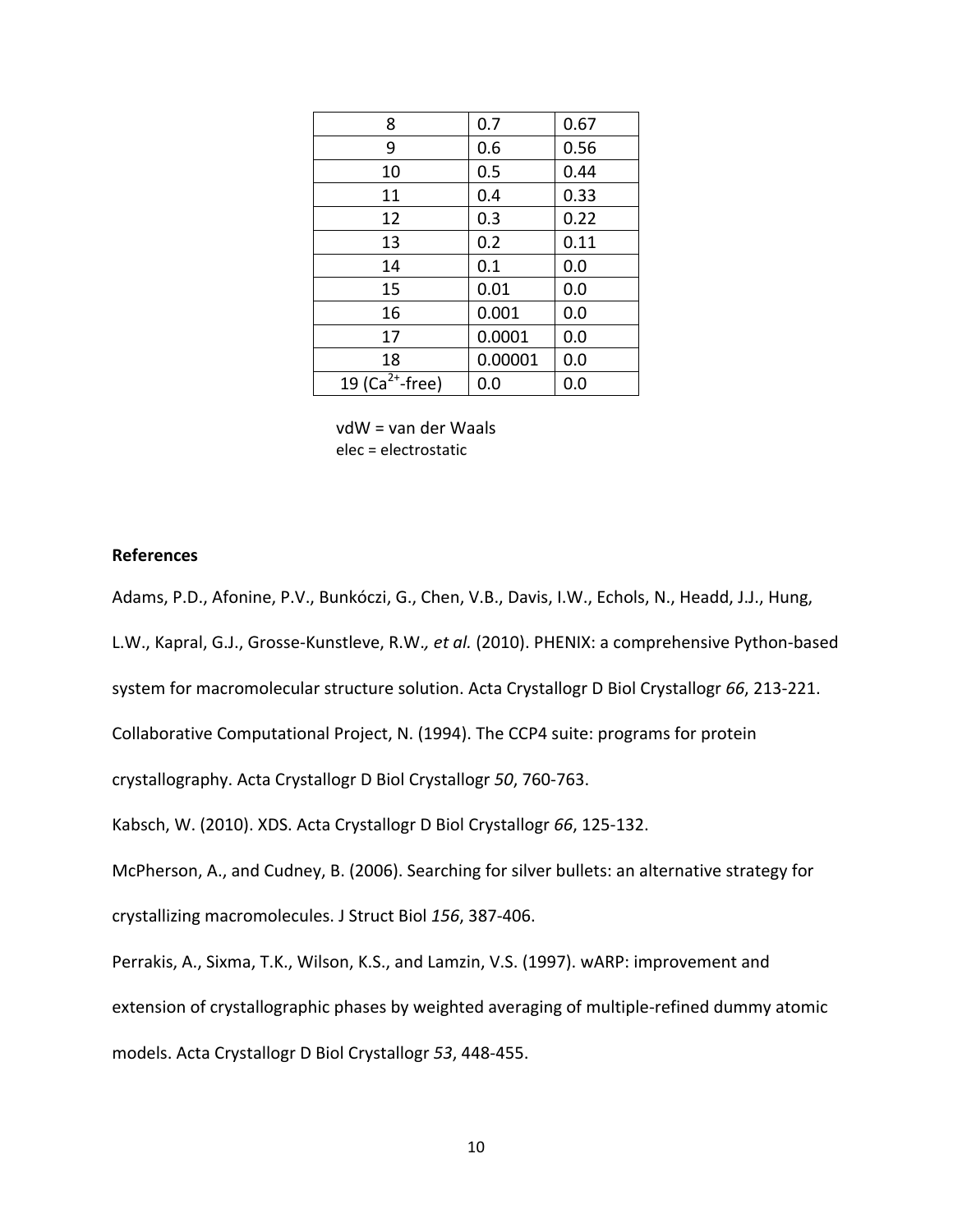| | | |
|---|---|---|
| 8 | 0.7 | 0.67 |
| 9 | 0.6 | 0.56 |
| 10 | 0.5 | 0.44 |
| 11 | 0.4 | 0.33 |
| 12 | 0.3 | 0.22 |
| 13 | 0.2 | 0.11 |
| 14 | 0.1 | 0.0 |
| 15 | 0.01 | 0.0 |
| 16 | 0.001 | 0.0 |
| 17 | 0.0001 | 0.0 |
| 18 | 0.00001 | 0.0 |
| 19 ($Ca^{2+}$-free) | 0.0 | 0.0 |

vdW = van der Waals
elec = electrostatic

**References**

Adams, P.D., Afonine, P.V., Bunkóczi, G., Chen, V.B., Davis, I.W., Echols, N., Headd, J.J., Hung, L.W., Kapral, G.J., Grosse-Kunstleve, R.W., *et al.* (2010). PHENIX: a comprehensive Python-based system for macromolecular structure solution. Acta Crystallogr D Biol Crystallogr *66*, 213-221.

Collaborative Computational Project, N. (1994). The CCP4 suite: programs for protein crystallography. Acta Crystallogr D Biol Crystallogr *50*, 760-763.

Kabsch, W. (2010). XDS. Acta Crystallogr D Biol Crystallogr *66*, 125-132.

McPherson, A., and Cudney, B. (2006). Searching for silver bullets: an alternative strategy for crystallizing macromolecules. J Struct Biol *156*, 387-406.

Perrakis, A., Sixma, T.K., Wilson, K.S., and Lamzin, V.S. (1997). wARP: improvement and extension of crystallographic phases by weighted averaging of multiple-refined dummy atomic models. Acta Crystallogr D Biol Crystallogr *53*, 448-455.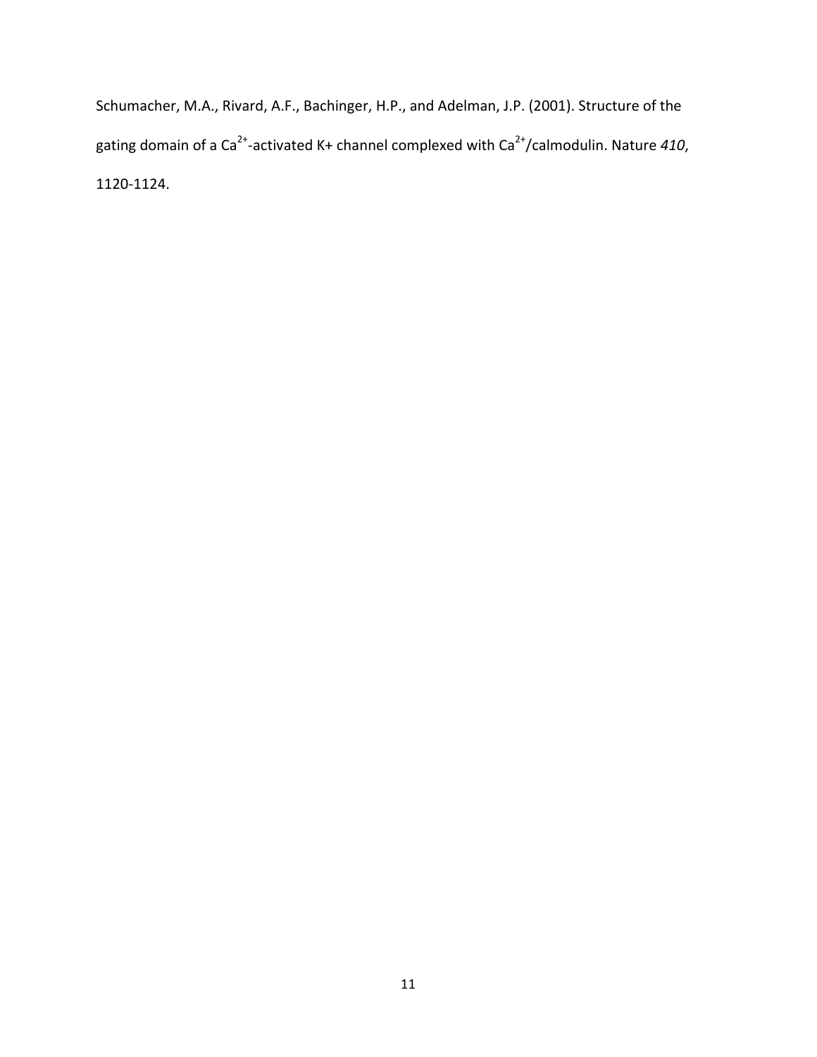Schumacher, M.A., Rivard, A.F., Bachinger, H.P., and Adelman, J.P. (2001). Structure of the gating domain of a $Ca^{2+}$-activated K+ channel complexed with $Ca^{2+}$/calmodulin. Nature *410*, 1120-1124.